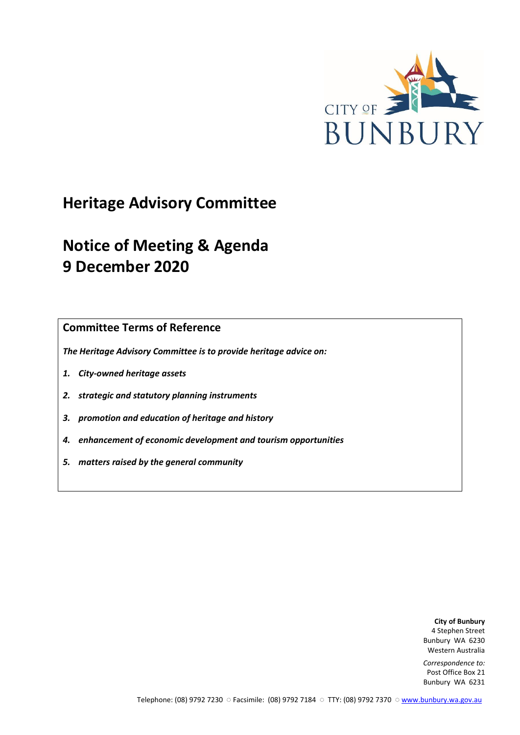CITY OF BUNBURY

# Heritage Advisory Committee

# Notice of Meeting & Agenda
# 9 December 2020

## Committee Terms of Reference

***The Heritage Advisory Committee is to provide heritage advice on:***

1. ***City-owned heritage assets***
2. ***strategic and statutory planning instruments***
3. ***promotion and education of heritage and history***
4. ***enhancement of economic development and tourism opportunities***
5. ***matters raised by the general community***

**City of Bunbury**
4 Stephen Street
Bunbury WA 6230
Western Australia

*Correspondence to:*
Post Office Box 21
Bunbury WA 6231

Telephone: (08) 9792 7230 ○ Facsimile: (08) 9792 7184 ○ TTY: (08) 9792 7370 ○ www.bunbury.wa.gov.au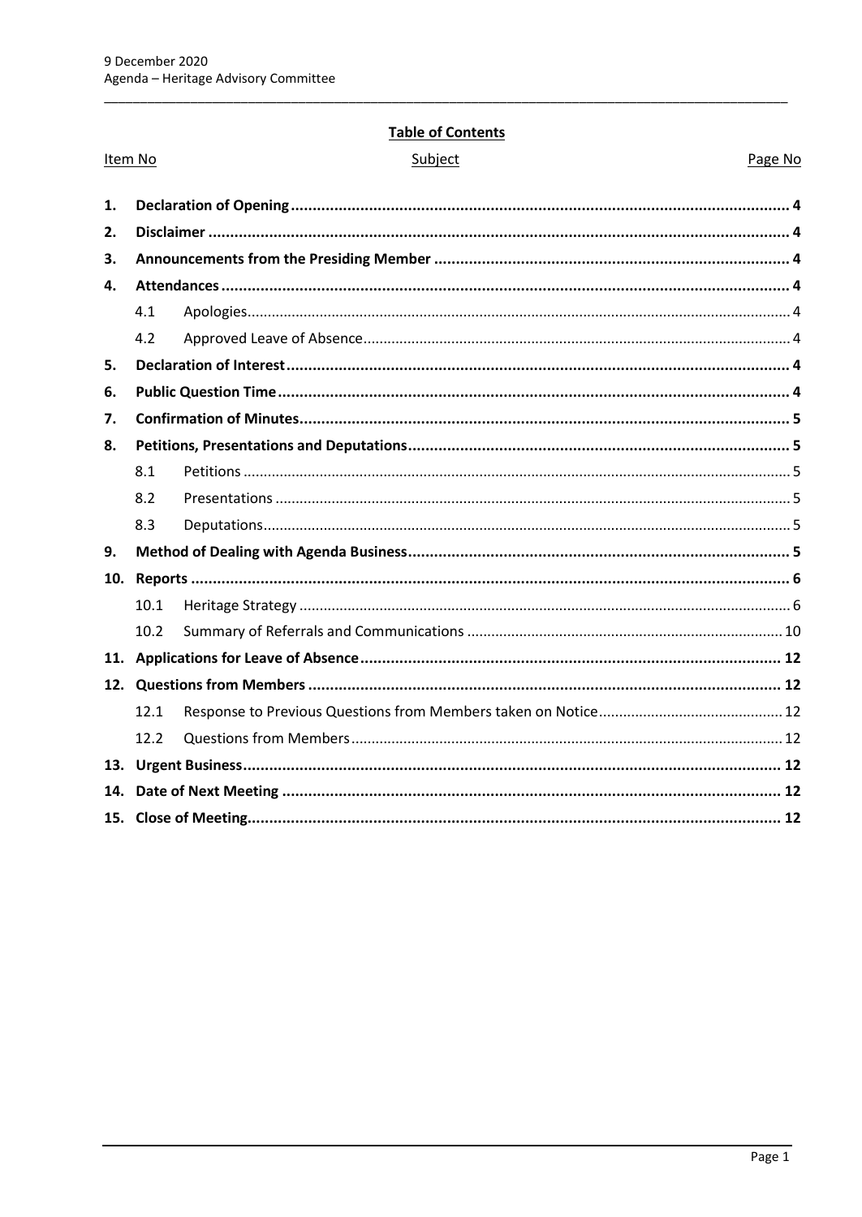**Table of Contents**

| Item No | Subject | Page No |
|---|---|---|
| **1.** | **Declaration of Opening** | **4** |
| **2.** | **Disclaimer** | **4** |
| **3.** | **Announcements from the Presiding Member** | **4** |
| **4.** | **Attendances** | **4** |
| 4.1 | Apologies | 4 |
| 4.2 | Approved Leave of Absence | 4 |
| **5.** | **Declaration of Interest** | **4** |
| **6.** | **Public Question Time** | **4** |
| **7.** | **Confirmation of Minutes** | **5** |
| **8.** | **Petitions, Presentations and Deputations** | **5** |
| 8.1 | Petitions | 5 |
| 8.2 | Presentations | 5 |
| 8.3 | Deputations | 5 |
| **9.** | **Method of Dealing with Agenda Business** | **5** |
| **10.** | **Reports** | **6** |
| 10.1 | Heritage Strategy | 6 |
| 10.2 | Summary of Referrals and Communications | 10 |
| **11.** | **Applications for Leave of Absence** | **12** |
| **12.** | **Questions from Members** | **12** |
| 12.1 | Response to Previous Questions from Members taken on Notice | 12 |
| 12.2 | Questions from Members | 12 |
| **13.** | **Urgent Business** | **12** |
| **14.** | **Date of Next Meeting** | **12** |
| **15.** | **Close of Meeting** | **12** |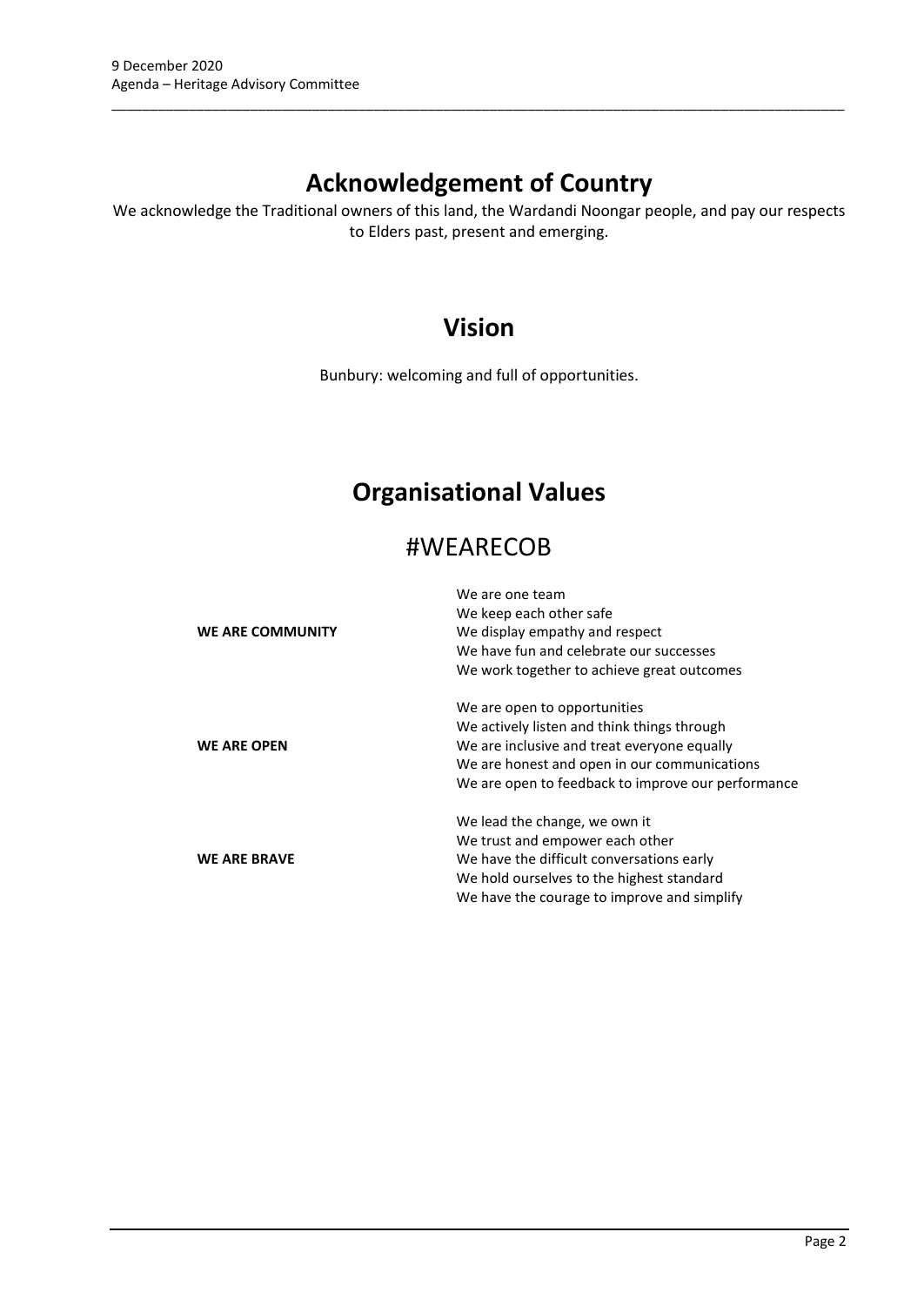# Acknowledgement of Country

We acknowledge the Traditional owners of this land, the Wardandi Noongar people, and pay our respects to Elders past, present and emerging.

# Vision

Bunbury: welcoming and full of opportunities.

# Organisational Values

## #WEARECOB

| | |
|---|---|
| **WE ARE COMMUNITY** | We are one team<br>We keep each other safe<br>We display empathy and respect<br>We have fun and celebrate our successes<br>We work together to achieve great outcomes |
| **WE ARE OPEN** | We are open to opportunities<br>We actively listen and think things through<br>We are inclusive and treat everyone equally<br>We are honest and open in our communications<br>We are open to feedback to improve our performance |
| **WE ARE BRAVE** | We lead the change, we own it<br>We trust and empower each other<br>We have the difficult conversations early<br>We hold ourselves to the highest standard<br>We have the courage to improve and simplify |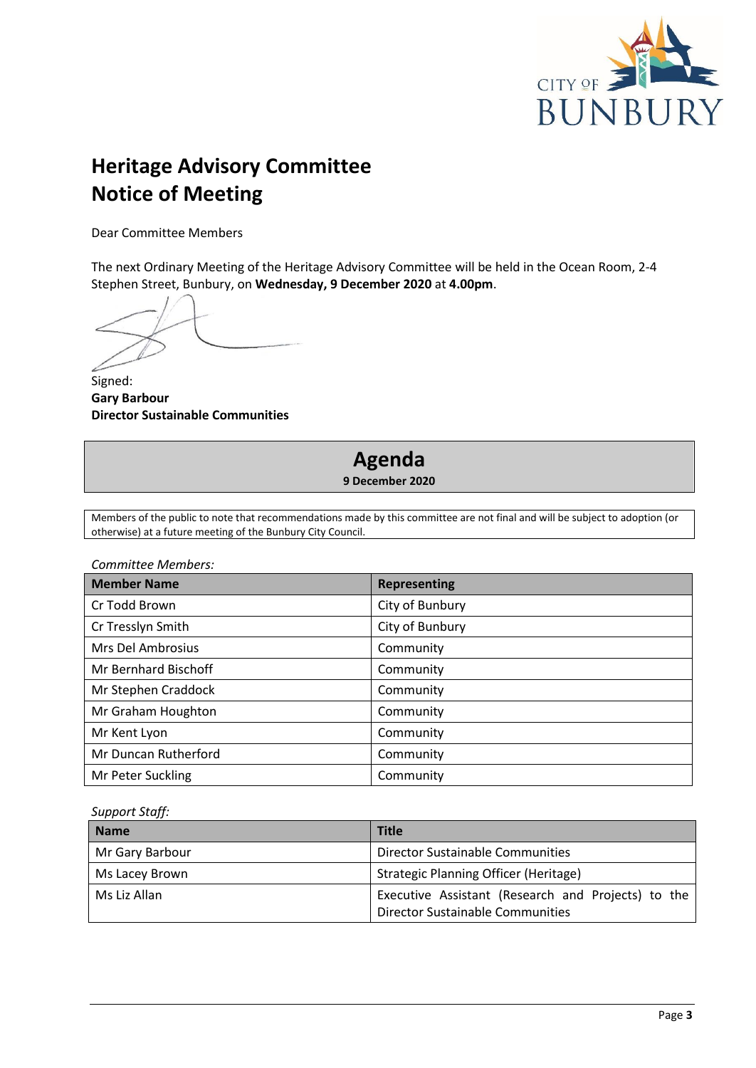# Heritage Advisory Committee
# Notice of Meeting

Dear Committee Members

The next Ordinary Meeting of the Heritage Advisory Committee will be held in the Ocean Room, 2-4 Stephen Street, Bunbury, on **Wednesday, 9 December 2020** at **4.00pm**.

Signed:
**Gary Barbour**
**Director Sustainable Communities**

## Agenda

**9 December 2020**

Members of the public to note that recommendations made by this committee are not final and will be subject to adoption (or otherwise) at a future meeting of the Bunbury City Council.

*Committee Members:*

| Member Name | Representing |
|---|---|
| Cr Todd Brown | City of Bunbury |
| Cr Tresslyn Smith | City of Bunbury |
| Mrs Del Ambrosius | Community |
| Mr Bernhard Bischoff | Community |
| Mr Stephen Craddock | Community |
| Mr Graham Houghton | Community |
| Mr Kent Lyon | Community |
| Mr Duncan Rutherford | Community |
| Mr Peter Suckling | Community |

*Support Staff:*

| Name | Title |
|---|---|
| Mr Gary Barbour | Director Sustainable Communities |
| Ms Lacey Brown | Strategic Planning Officer (Heritage) |
| Ms Liz Allan | Executive Assistant (Research and Projects) to the Director Sustainable Communities |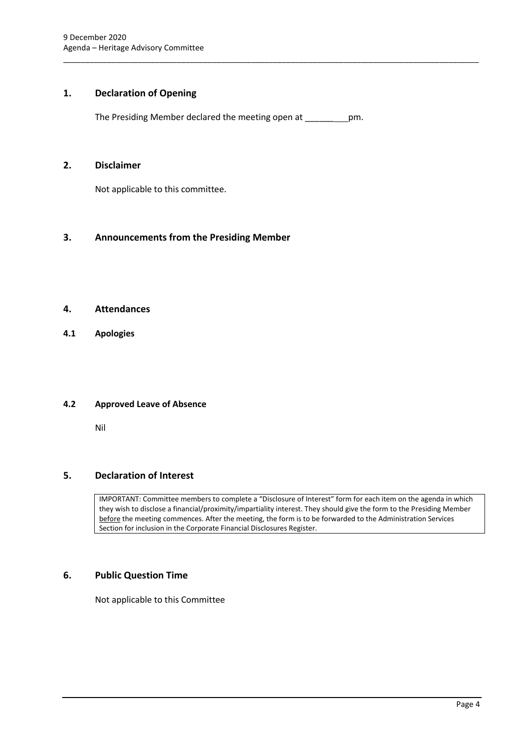## 1. Declaration of Opening

The Presiding Member declared the meeting open at _________pm.

## 2. Disclaimer

Not applicable to this committee.

## 3. Announcements from the Presiding Member

## 4. Attendances

### 4.1 Apologies

### 4.2 Approved Leave of Absence

Nil

## 5. Declaration of Interest

IMPORTANT: Committee members to complete a "Disclosure of Interest" form for each item on the agenda in which they wish to disclose a financial/proximity/impartiality interest. They should give the form to the Presiding Member before the meeting commences. After the meeting, the form is to be forwarded to the Administration Services Section for inclusion in the Corporate Financial Disclosures Register.

## 6. Public Question Time

Not applicable to this Committee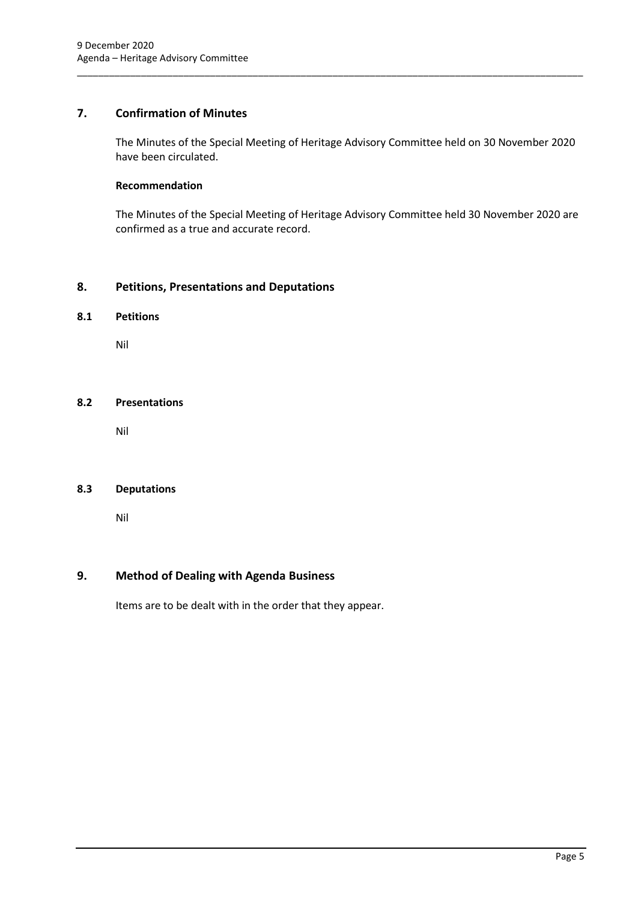## 7. Confirmation of Minutes

The Minutes of the Special Meeting of Heritage Advisory Committee held on 30 November 2020 have been circulated.

**Recommendation**

The Minutes of the Special Meeting of Heritage Advisory Committee held 30 November 2020 are confirmed as a true and accurate record.

## 8. Petitions, Presentations and Deputations

### 8.1 Petitions

Nil

### 8.2 Presentations

Nil

### 8.3 Deputations

Nil

## 9. Method of Dealing with Agenda Business

Items are to be dealt with in the order that they appear.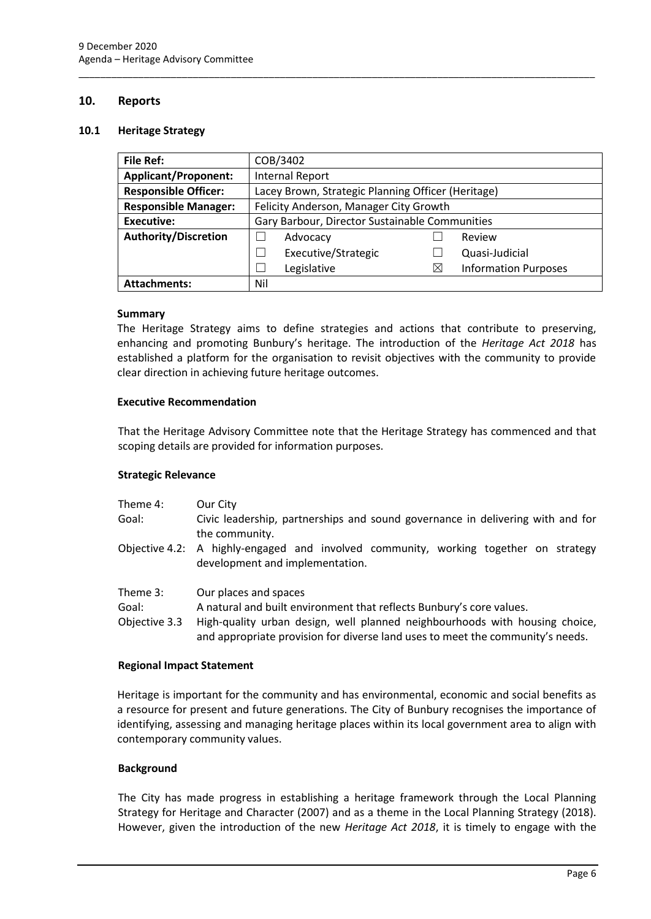## 10. Reports

### 10.1 Heritage Strategy

| | | | |
|---|---|---|---|
| **File Ref:** | COB/3402 | | |
| **Applicant/Proponent:** | Internal Report | | |
| **Responsible Officer:** | Lacey Brown, Strategic Planning Officer (Heritage) | | |
| **Responsible Manager:** | Felicity Anderson, Manager City Growth | | |
| **Executive:** | Gary Barbour, Director Sustainable Communities | | |
| **Authority/Discretion** | ☐ Advocacy | ☐ Review | |
| | ☐ Executive/Strategic | ☐ Quasi-Judicial | |
| | ☐ Legislative | ☒ Information Purposes | |
| **Attachments:** | Nil | | |

**Summary**

The Heritage Strategy aims to define strategies and actions that contribute to preserving, enhancing and promoting Bunbury's heritage. The introduction of the *Heritage Act 2018* has established a platform for the organisation to revisit objectives with the community to provide clear direction in achieving future heritage outcomes.

**Executive Recommendation**

That the Heritage Advisory Committee note that the Heritage Strategy has commenced and that scoping details are provided for information purposes.

**Strategic Relevance**

| | |
|---|---|
| Theme 4: | Our City |
| Goal: | Civic leadership, partnerships and sound governance in delivering with and for the community. |
| Objective 4.2: | A highly-engaged and involved community, working together on strategy development and implementation. |
| Theme 3: | Our places and spaces |
| Goal: | A natural and built environment that reflects Bunbury's core values. |
| Objective 3.3 | High-quality urban design, well planned neighbourhoods with housing choice, and appropriate provision for diverse land uses to meet the community's needs. |

**Regional Impact Statement**

Heritage is important for the community and has environmental, economic and social benefits as a resource for present and future generations. The City of Bunbury recognises the importance of identifying, assessing and managing heritage places within its local government area to align with contemporary community values.

**Background**

The City has made progress in establishing a heritage framework through the Local Planning Strategy for Heritage and Character (2007) and as a theme in the Local Planning Strategy (2018). However, given the introduction of the new *Heritage Act 2018*, it is timely to engage with the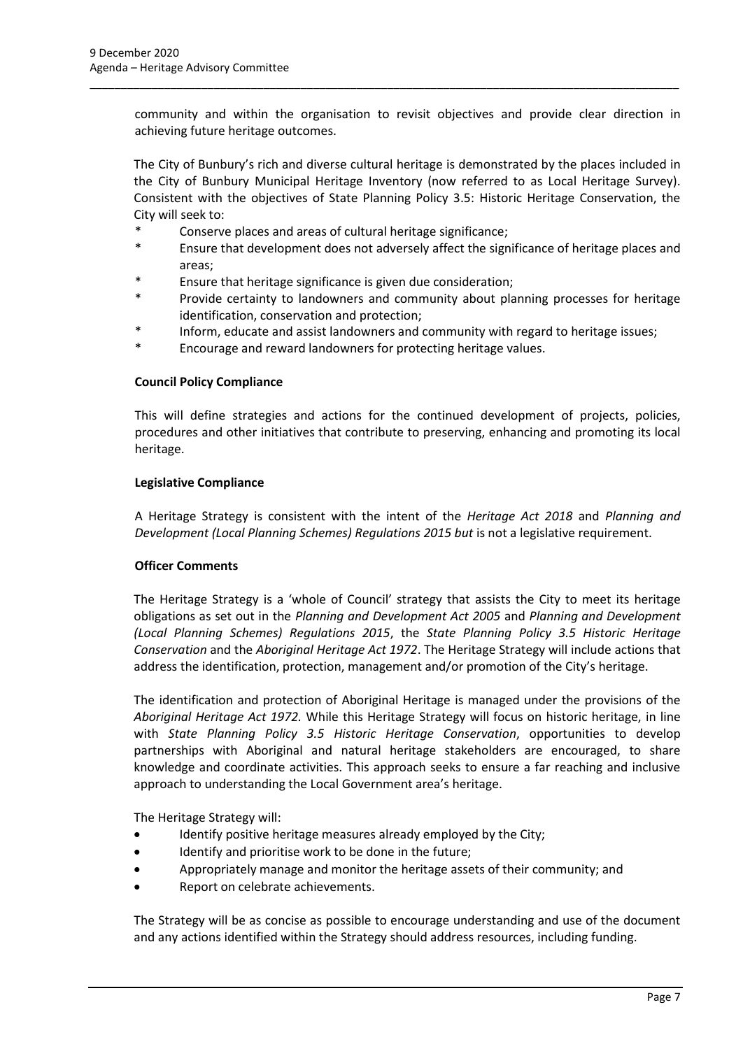community and within the organisation to revisit objectives and provide clear direction in achieving future heritage outcomes.

The City of Bunbury's rich and diverse cultural heritage is demonstrated by the places included in the City of Bunbury Municipal Heritage Inventory (now referred to as Local Heritage Survey). Consistent with the objectives of State Planning Policy 3.5: Historic Heritage Conservation, the City will seek to:

* Conserve places and areas of cultural heritage significance;
* Ensure that development does not adversely affect the significance of heritage places and areas;
* Ensure that heritage significance is given due consideration;
* Provide certainty to landowners and community about planning processes for heritage identification, conservation and protection;
* Inform, educate and assist landowners and community with regard to heritage issues;
* Encourage and reward landowners for protecting heritage values.

**Council Policy Compliance**

This will define strategies and actions for the continued development of projects, policies, procedures and other initiatives that contribute to preserving, enhancing and promoting its local heritage.

**Legislative Compliance**

A Heritage Strategy is consistent with the intent of the *Heritage Act 2018* and *Planning and Development (Local Planning Schemes) Regulations 2015 but* is not a legislative requirement.

**Officer Comments**

The Heritage Strategy is a 'whole of Council' strategy that assists the City to meet its heritage obligations as set out in the *Planning and Development Act 2005* and *Planning and Development (Local Planning Schemes) Regulations 2015*, the *State Planning Policy 3.5 Historic Heritage Conservation* and the *Aboriginal Heritage Act 1972*. The Heritage Strategy will include actions that address the identification, protection, management and/or promotion of the City's heritage.

The identification and protection of Aboriginal Heritage is managed under the provisions of the *Aboriginal Heritage Act 1972.* While this Heritage Strategy will focus on historic heritage, in line with *State Planning Policy 3.5 Historic Heritage Conservation*, opportunities to develop partnerships with Aboriginal and natural heritage stakeholders are encouraged, to share knowledge and coordinate activities. This approach seeks to ensure a far reaching and inclusive approach to understanding the Local Government area's heritage.

The Heritage Strategy will:

- Identify positive heritage measures already employed by the City;
- Identify and prioritise work to be done in the future;
- Appropriately manage and monitor the heritage assets of their community; and
- Report on celebrate achievements.

The Strategy will be as concise as possible to encourage understanding and use of the document and any actions identified within the Strategy should address resources, including funding.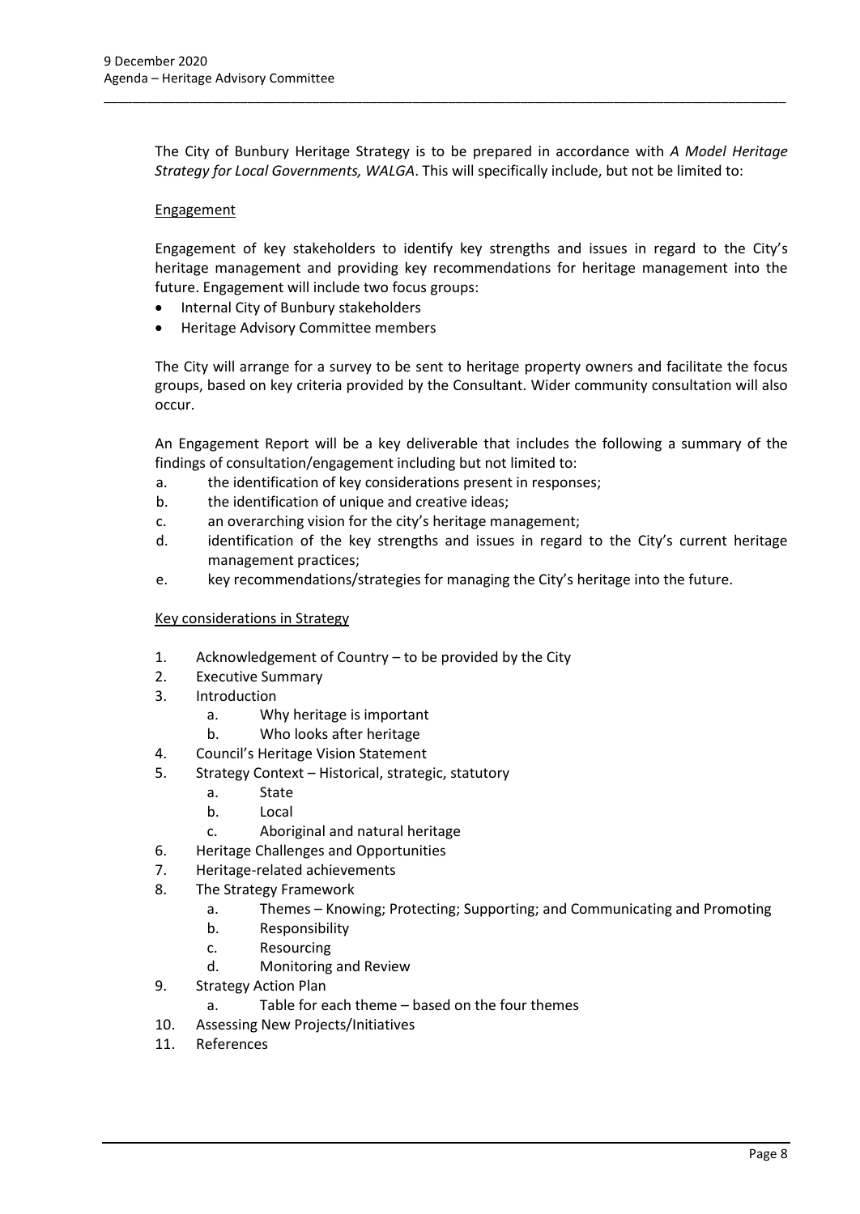The City of Bunbury Heritage Strategy is to be prepared in accordance with *A Model Heritage Strategy for Local Governments, WALGA*. This will specifically include, but not be limited to:

Engagement

Engagement of key stakeholders to identify key strengths and issues in regard to the City's heritage management and providing key recommendations for heritage management into the future. Engagement will include two focus groups:

- Internal City of Bunbury stakeholders
- Heritage Advisory Committee members

The City will arrange for a survey to be sent to heritage property owners and facilitate the focus groups, based on key criteria provided by the Consultant. Wider community consultation will also occur.

An Engagement Report will be a key deliverable that includes the following a summary of the findings of consultation/engagement including but not limited to:

a. the identification of key considerations present in responses;
b. the identification of unique and creative ideas;
c. an overarching vision for the city's heritage management;
d. identification of the key strengths and issues in regard to the City's current heritage management practices;
e. key recommendations/strategies for managing the City's heritage into the future.

Key considerations in Strategy

1. Acknowledgement of Country – to be provided by the City
2. Executive Summary
3. Introduction
    a. Why heritage is important
    b. Who looks after heritage
4. Council's Heritage Vision Statement
5. Strategy Context – Historical, strategic, statutory
    a. State
    b. Local
    c. Aboriginal and natural heritage
6. Heritage Challenges and Opportunities
7. Heritage-related achievements
8. The Strategy Framework
    a. Themes – Knowing; Protecting; Supporting; and Communicating and Promoting
    b. Responsibility
    c. Resourcing
    d. Monitoring and Review
9. Strategy Action Plan
    a. Table for each theme – based on the four themes
10. Assessing New Projects/Initiatives
11. References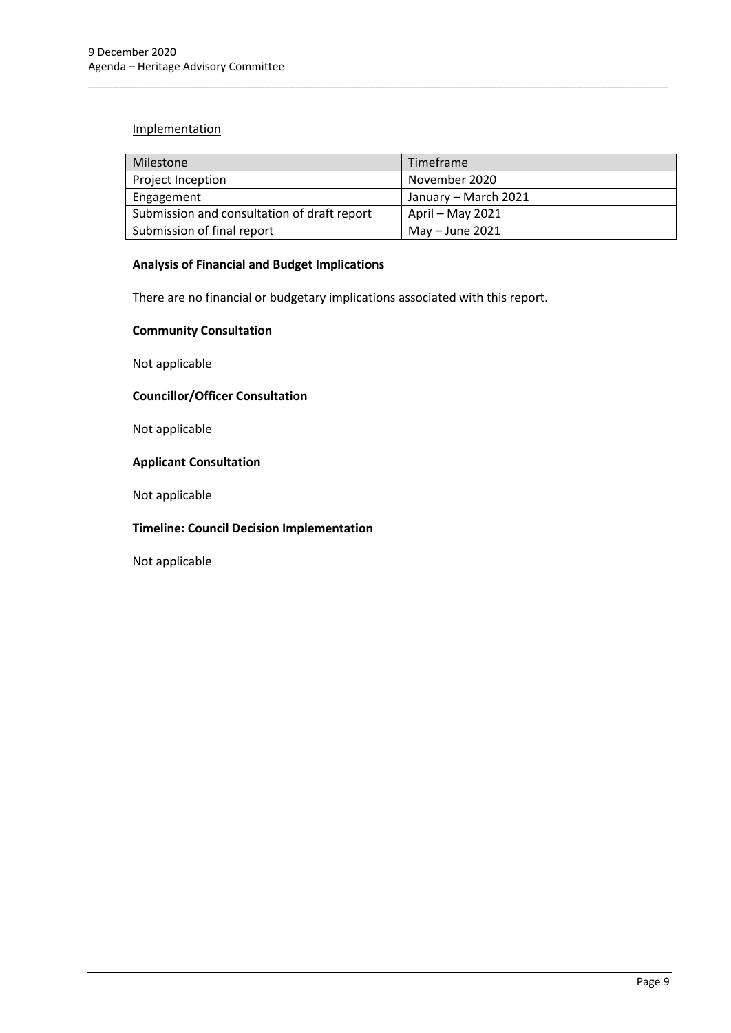Implementation

| Milestone | Timeframe |
| --- | --- |
| Project Inception | November 2020 |
| Engagement | January – March 2021 |
| Submission and consultation of draft report | April – May 2021 |
| Submission of final report | May – June 2021 |

**Analysis of Financial and Budget Implications**

There are no financial or budgetary implications associated with this report.

**Community Consultation**

Not applicable

**Councillor/Officer Consultation**

Not applicable

**Applicant Consultation**

Not applicable

**Timeline: Council Decision Implementation**

Not applicable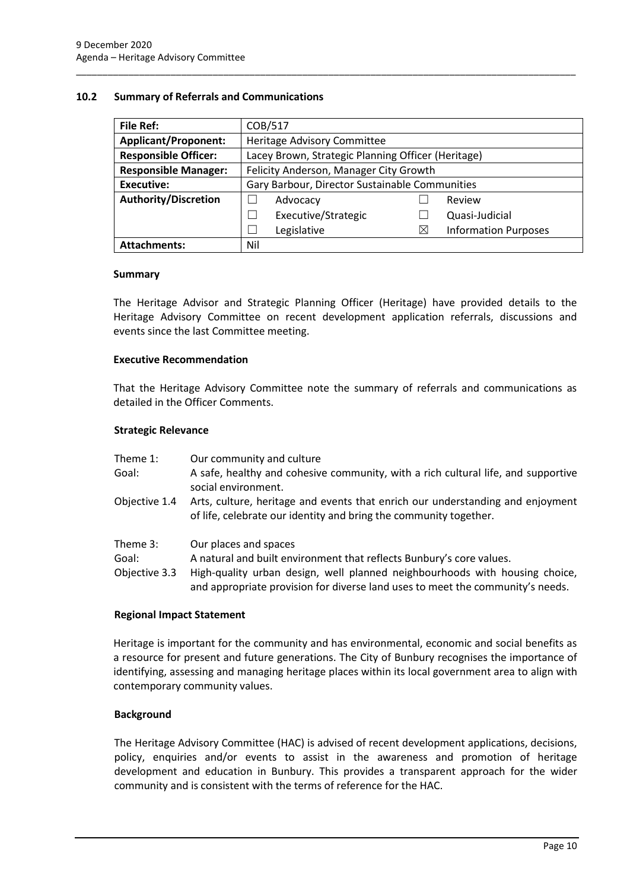## 10.2 Summary of Referrals and Communications

| File Ref: | COB/517 | | | |
|---|---|---|---|---|
| Applicant/Proponent: | Heritage Advisory Committee | | | |
| Responsible Officer: | Lacey Brown, Strategic Planning Officer (Heritage) | | | |
| Responsible Manager: | Felicity Anderson, Manager City Growth | | | |
| Executive: | Gary Barbour, Director Sustainable Communities | | | |
| Authority/Discretion | ☐ | Advocacy | ☐ | Review |
| | ☐ | Executive/Strategic | ☐ | Quasi-Judicial |
| | ☐ | Legislative | ☒ | Information Purposes |
| Attachments: | Nil | | | |

### Summary

The Heritage Advisor and Strategic Planning Officer (Heritage) have provided details to the Heritage Advisory Committee on recent development application referrals, discussions and events since the last Committee meeting.

### Executive Recommendation

That the Heritage Advisory Committee note the summary of referrals and communications as detailed in the Officer Comments.

### Strategic Relevance

Theme 1: Our community and culture

Goal: A safe, healthy and cohesive community, with a rich cultural life, and supportive social environment.

Objective 1.4 Arts, culture, heritage and events that enrich our understanding and enjoyment of life, celebrate our identity and bring the community together.

Theme 3: Our places and spaces

Goal: A natural and built environment that reflects Bunbury's core values.

Objective 3.3 High-quality urban design, well planned neighbourhoods with housing choice, and appropriate provision for diverse land uses to meet the community's needs.

### Regional Impact Statement

Heritage is important for the community and has environmental, economic and social benefits as a resource for present and future generations. The City of Bunbury recognises the importance of identifying, assessing and managing heritage places within its local government area to align with contemporary community values.

### Background

The Heritage Advisory Committee (HAC) is advised of recent development applications, decisions, policy, enquiries and/or events to assist in the awareness and promotion of heritage development and education in Bunbury. This provides a transparent approach for the wider community and is consistent with the terms of reference for the HAC.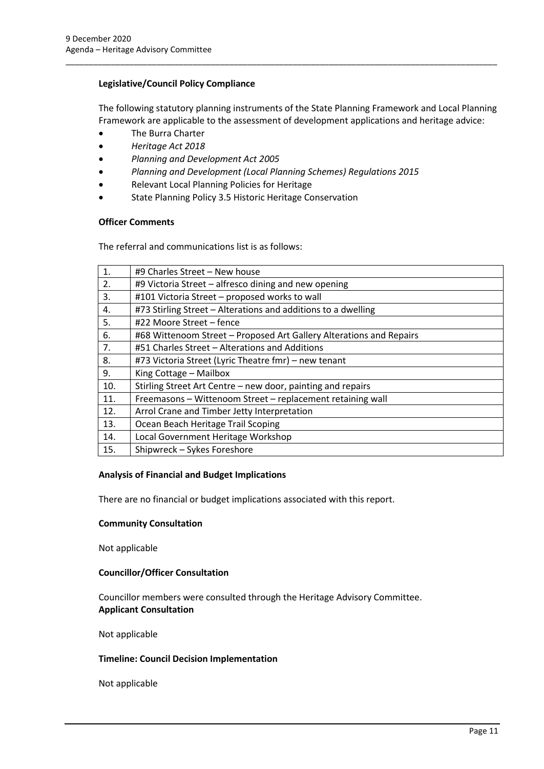**Legislative/Council Policy Compliance**

The following statutory planning instruments of the State Planning Framework and Local Planning Framework are applicable to the assessment of development applications and heritage advice:

- The Burra Charter
- *Heritage Act 2018*
- *Planning and Development Act 2005*
- *Planning and Development (Local Planning Schemes) Regulations 2015*
- Relevant Local Planning Policies for Heritage
- State Planning Policy 3.5 Historic Heritage Conservation

**Officer Comments**

The referral and communications list is as follows:

| | |
|---|---|
| 1. | #9 Charles Street – New house |
| 2. | #9 Victoria Street – alfresco dining and new opening |
| 3. | #101 Victoria Street – proposed works to wall |
| 4. | #73 Stirling Street – Alterations and additions to a dwelling |
| 5. | #22 Moore Street – fence |
| 6. | #68 Wittenoom Street – Proposed Art Gallery Alterations and Repairs |
| 7. | #51 Charles Street – Alterations and Additions |
| 8. | #73 Victoria Street (Lyric Theatre fmr) – new tenant |
| 9. | King Cottage – Mailbox |
| 10. | Stirling Street Art Centre – new door, painting and repairs |
| 11. | Freemasons – Wittenoom Street – replacement retaining wall |
| 12. | Arrol Crane and Timber Jetty Interpretation |
| 13. | Ocean Beach Heritage Trail Scoping |
| 14. | Local Government Heritage Workshop |
| 15. | Shipwreck – Sykes Foreshore |

**Analysis of Financial and Budget Implications**

There are no financial or budget implications associated with this report.

**Community Consultation**

Not applicable

**Councillor/Officer Consultation**

Councillor members were consulted through the Heritage Advisory Committee.

**Applicant Consultation**

Not applicable

**Timeline: Council Decision Implementation**

Not applicable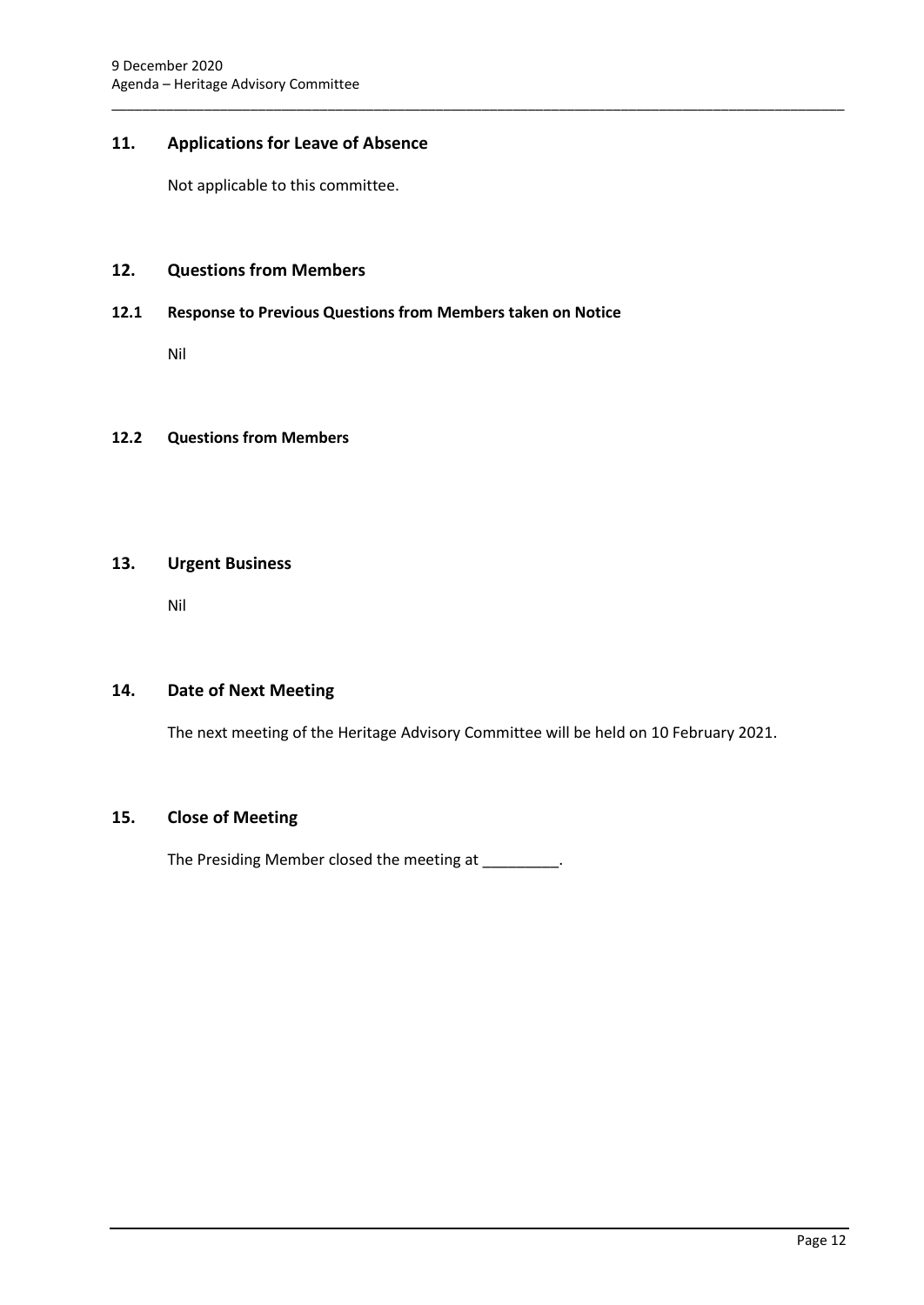## 11. Applications for Leave of Absence

Not applicable to this committee.

## 12. Questions from Members

### 12.1 Response to Previous Questions from Members taken on Notice

Nil

### 12.2 Questions from Members

## 13. Urgent Business

Nil

## 14. Date of Next Meeting

The next meeting of the Heritage Advisory Committee will be held on 10 February 2021.

## 15. Close of Meeting

The Presiding Member closed the meeting at _________.